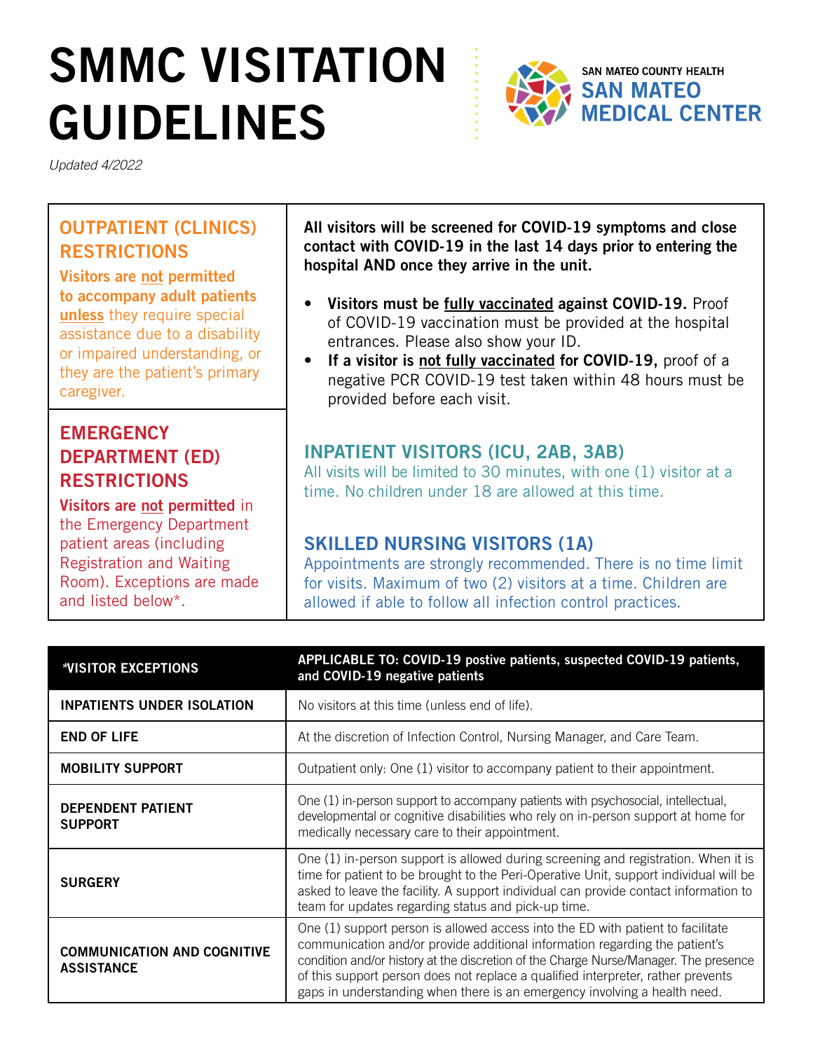# SMMC VISITATION GUIDELINES

SAN MATEO COUNTY HEALTH
**SAN MATEO MEDICAL CENTER**

*Updated 4/2022*

## OUTPATIENT (CLINICS) RESTRICTIONS

**Visitors are not permitted to accompany adult patients unless** they require special assistance due to a disability or impaired understanding, or they are the patient's primary caregiver.

## EMERGENCY DEPARTMENT (ED) RESTRICTIONS

**Visitors are not permitted** in the Emergency Department patient areas (including Registration and Waiting Room). Exceptions are made and listed below*.

**All visitors will be screened for COVID-19 symptoms and close contact with COVID-19 in the last 14 days prior to entering the hospital AND once they arrive in the unit.**

- **Visitors must be fully vaccinated against COVID-19.** Proof of COVID-19 vaccination must be provided at the hospital entrances. Please also show your ID.
- **If a visitor is not fully vaccinated for COVID-19,** proof of a negative PCR COVID-19 test taken within 48 hours must be provided before each visit.

## INPATIENT VISITORS (ICU, 2AB, 3AB)

All visits will be limited to 30 minutes, with one (1) visitor at a time. No children under 18 are allowed at this time.

## SKILLED NURSING VISITORS (1A)

Appointments are strongly recommended. There is no time limit for visits. Maximum of two (2) visitors at a time. Children are allowed if able to follow all infection control practices.

| *VISITOR EXCEPTIONS | APPLICABLE TO: COVID-19 postive patients, suspected COVID-19 patients, and COVID-19 negative patients |
|---|---|
| **INPATIENTS UNDER ISOLATION** | No visitors at this time (unless end of life). |
| **END OF LIFE** | At the discretion of Infection Control, Nursing Manager, and Care Team. |
| **MOBILITY SUPPORT** | Outpatient only: One (1) visitor to accompany patient to their appointment. |
| **DEPENDENT PATIENT SUPPORT** | One (1) in-person support to accompany patients with psychosocial, intellectual, developmental or cognitive disabilities who rely on in-person support at home for medically necessary care to their appointment. |
| **SURGERY** | One (1) in-person support is allowed during screening and registration. When it is time for patient to be brought to the Peri-Operative Unit, support individual will be asked to leave the facility. A support individual can provide contact information to team for updates regarding status and pick-up time. |
| **COMMUNICATION AND COGNITIVE ASSISTANCE** | One (1) support person is allowed access into the ED with patient to facilitate communication and/or provide additional information regarding the patient's condition and/or history at the discretion of the Charge Nurse/Manager. The presence of this support person does not replace a qualified interpreter, rather prevents gaps in understanding when there is an emergency involving a health need. |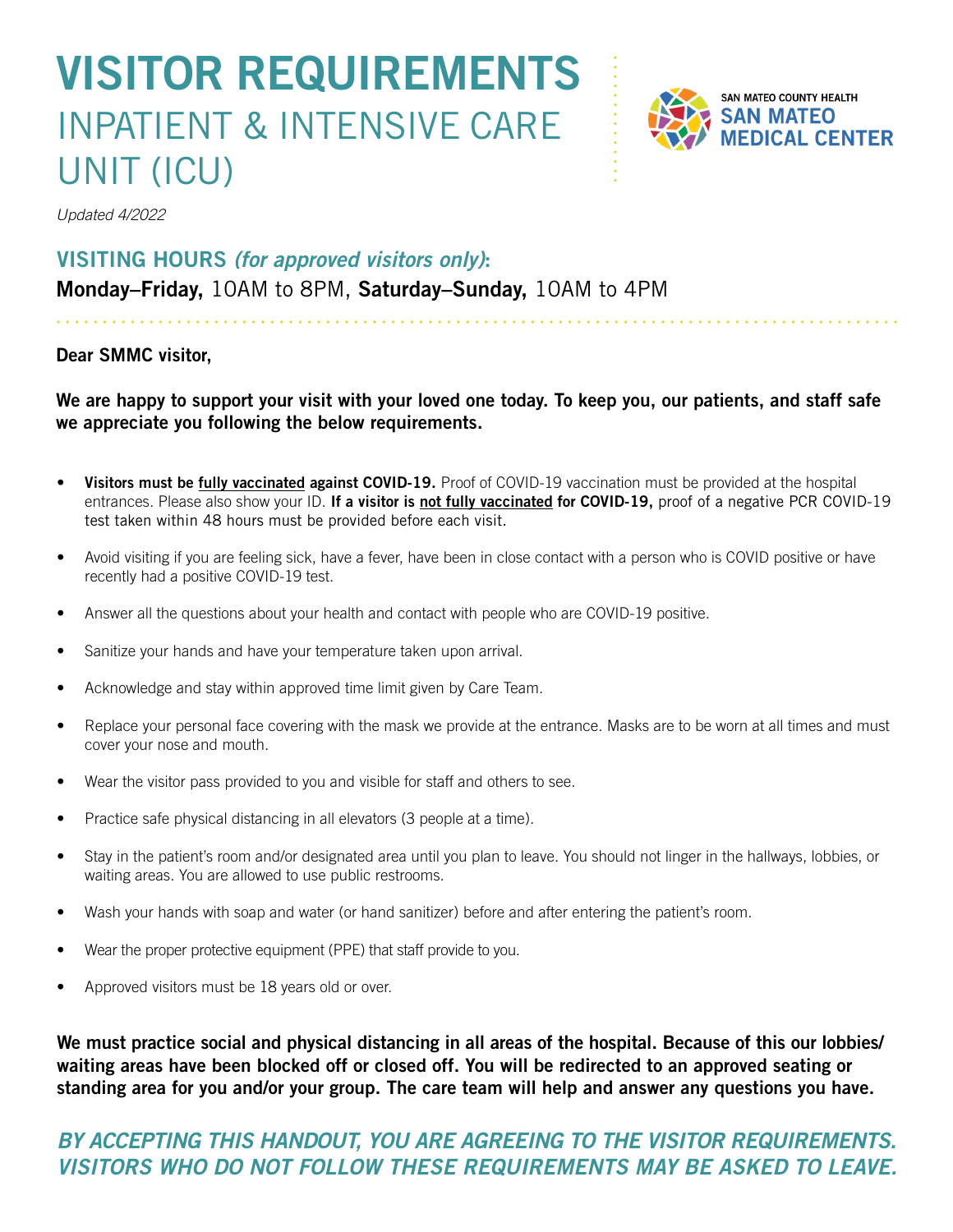# VISITOR REQUIREMENTS

## INPATIENT & INTENSIVE CARE UNIT (ICU)

SAN MATEO COUNTY HEALTH
**SAN MATEO MEDICAL CENTER**

*Updated 4/2022*

### VISITING HOURS *(for approved visitors only)*:

**Monday–Friday,** 10AM to 8PM, **Saturday–Sunday,** 10AM to 4PM

**Dear SMMC visitor,**

**We are happy to support your visit with your loved one today. To keep you, our patients, and staff safe we appreciate you following the below requirements.**

- **Visitors must be fully vaccinated against COVID-19.** Proof of COVID-19 vaccination must be provided at the hospital entrances. Please also show your ID. **If a visitor is not fully vaccinated for COVID-19,** proof of a negative PCR COVID-19 test taken within 48 hours must be provided before each visit.
- Avoid visiting if you are feeling sick, have a fever, have been in close contact with a person who is COVID positive or have recently had a positive COVID-19 test.
- Answer all the questions about your health and contact with people who are COVID-19 positive.
- Sanitize your hands and have your temperature taken upon arrival.
- Acknowledge and stay within approved time limit given by Care Team.
- Replace your personal face covering with the mask we provide at the entrance. Masks are to be worn at all times and must cover your nose and mouth.
- Wear the visitor pass provided to you and visible for staff and others to see.
- Practice safe physical distancing in all elevators (3 people at a time).
- Stay in the patient's room and/or designated area until you plan to leave. You should not linger in the hallways, lobbies, or waiting areas. You are allowed to use public restrooms.
- Wash your hands with soap and water (or hand sanitizer) before and after entering the patient's room.
- Wear the proper protective equipment (PPE) that staff provide to you.
- Approved visitors must be 18 years old or over.

**We must practice social and physical distancing in all areas of the hospital. Because of this our lobbies/ waiting areas have been blocked off or closed off. You will be redirected to an approved seating or standing area for you and/or your group. The care team will help and answer any questions you have.**

***BY ACCEPTING THIS HANDOUT, YOU ARE AGREEING TO THE VISITOR REQUIREMENTS. VISITORS WHO DO NOT FOLLOW THESE REQUIREMENTS MAY BE ASKED TO LEAVE.***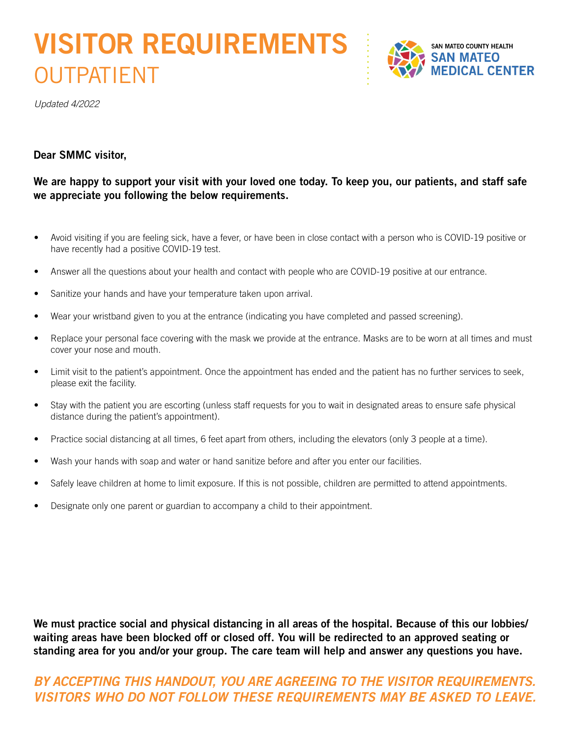# VISITOR REQUIREMENTS
## OUTPATIENT

SAN MATEO COUNTY HEALTH
SAN MATEO MEDICAL CENTER

*Updated 4/2022*

**Dear SMMC visitor,**

**We are happy to support your visit with your loved one today. To keep you, our patients, and staff safe we appreciate you following the below requirements.**

- Avoid visiting if you are feeling sick, have a fever, or have been in close contact with a person who is COVID-19 positive or have recently had a positive COVID-19 test.
- Answer all the questions about your health and contact with people who are COVID-19 positive at our entrance.
- Sanitize your hands and have your temperature taken upon arrival.
- Wear your wristband given to you at the entrance (indicating you have completed and passed screening).
- Replace your personal face covering with the mask we provide at the entrance. Masks are to be worn at all times and must cover your nose and mouth.
- Limit visit to the patient's appointment. Once the appointment has ended and the patient has no further services to seek, please exit the facility.
- Stay with the patient you are escorting (unless staff requests for you to wait in designated areas to ensure safe physical distance during the patient's appointment).
- Practice social distancing at all times, 6 feet apart from others, including the elevators (only 3 people at a time).
- Wash your hands with soap and water or hand sanitize before and after you enter our facilities.
- Safely leave children at home to limit exposure. If this is not possible, children are permitted to attend appointments.
- Designate only one parent or guardian to accompany a child to their appointment.

**We must practice social and physical distancing in all areas of the hospital. Because of this our lobbies/waiting areas have been blocked off or closed off. You will be redirected to an approved seating or standing area for you and/or your group. The care team will help and answer any questions you have.**

***BY ACCEPTING THIS HANDOUT, YOU ARE AGREEING TO THE VISITOR REQUIREMENTS. VISITORS WHO DO NOT FOLLOW THESE REQUIREMENTS MAY BE ASKED TO LEAVE.***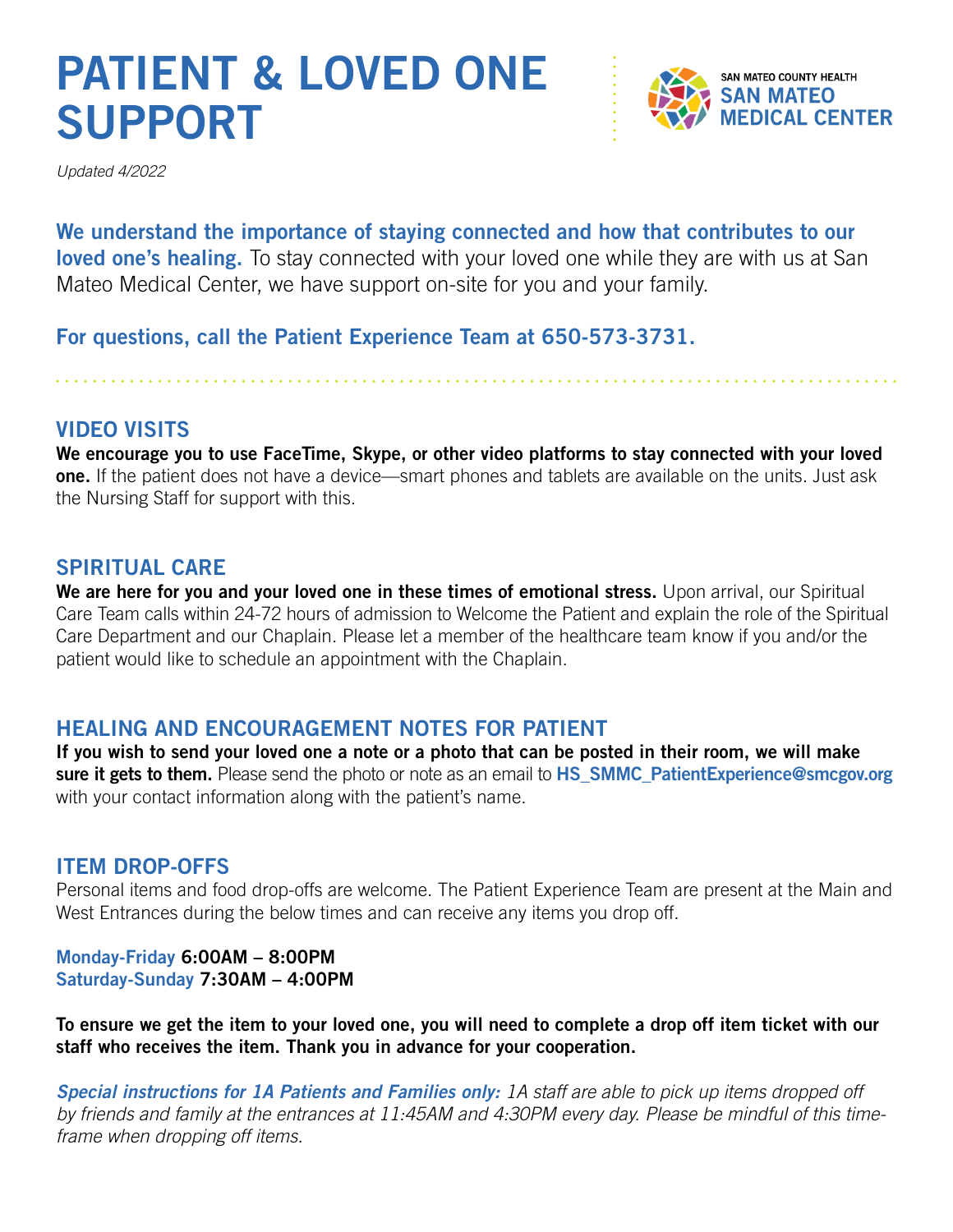# PATIENT & LOVED ONE SUPPORT

SAN MATEO COUNTY HEALTH
**SAN MATEO MEDICAL CENTER**

*Updated 4/2022*

**We understand the importance of staying connected and how that contributes to our loved one's healing.** To stay connected with your loved one while they are with us at San Mateo Medical Center, we have support on-site for you and your family.

**For questions, call the Patient Experience Team at 650-573-3731.**

## VIDEO VISITS

**We encourage you to use FaceTime, Skype, or other video platforms to stay connected with your loved one.** If the patient does not have a device—smart phones and tablets are available on the units. Just ask the Nursing Staff for support with this.

## SPIRITUAL CARE

**We are here for you and your loved one in these times of emotional stress.** Upon arrival, our Spiritual Care Team calls within 24-72 hours of admission to Welcome the Patient and explain the role of the Spiritual Care Department and our Chaplain. Please let a member of the healthcare team know if you and/or the patient would like to schedule an appointment with the Chaplain.

## HEALING AND ENCOURAGEMENT NOTES FOR PATIENT

**If you wish to send your loved one a note or a photo that can be posted in their room, we will make sure it gets to them.** Please send the photo or note as an email to **HS_SMMC_PatientExperience@smcgov.org** with your contact information along with the patient's name.

## ITEM DROP-OFFS

Personal items and food drop-offs are welcome. The Patient Experience Team are present at the Main and West Entrances during the below times and can receive any items you drop off.

**Monday-Friday 6:00AM – 8:00PM**
**Saturday-Sunday 7:30AM – 4:00PM**

**To ensure we get the item to your loved one, you will need to complete a drop off item ticket with our staff who receives the item. Thank you in advance for your cooperation.**

***Special instructions for 1A Patients and Families only:*** *1A staff are able to pick up items dropped off by friends and family at the entrances at 11:45AM and 4:30PM every day. Please be mindful of this time-frame when dropping off items.*